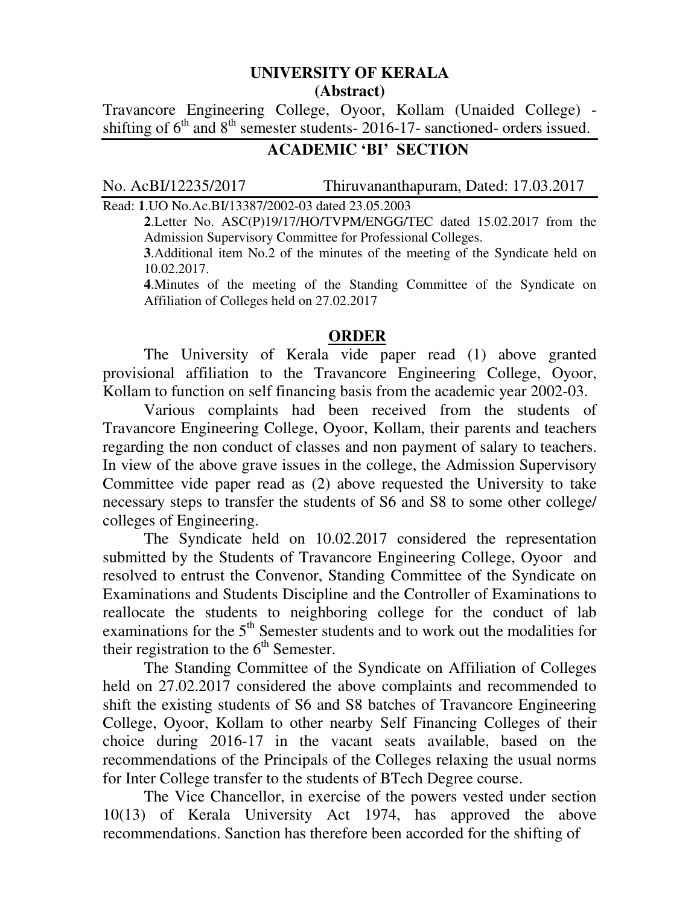**UNIVERSITY OF KERALA**

**(Abstract)**

Travancore Engineering College, Oyoor, Kollam (Unaided College) - shifting of 6th and 8th semester students- 2016-17- sanctioned- orders issued.

**ACADEMIC 'BI' SECTION**

No. AcBI/12235/2017 Thiruvananthapuram, Dated: 17.03.2017

Read: **1**.UO No.Ac.BI/13387/2002-03 dated 23.05.2003

**2**.Letter No. ASC(P)19/17/HO/TVPM/ENGG/TEC dated 15.02.2017 from the Admission Supervisory Committee for Professional Colleges.

**3**.Additional item No.2 of the minutes of the meeting of the Syndicate held on 10.02.2017.

**4**.Minutes of the meeting of the Standing Committee of the Syndicate on Affiliation of Colleges held on 27.02.2017

**ORDER**

The University of Kerala vide paper read (1) above granted provisional affiliation to the Travancore Engineering College, Oyoor, Kollam to function on self financing basis from the academic year 2002-03.

Various complaints had been received from the students of Travancore Engineering College, Oyoor, Kollam, their parents and teachers regarding the non conduct of classes and non payment of salary to teachers. In view of the above grave issues in the college, the Admission Supervisory Committee vide paper read as (2) above requested the University to take necessary steps to transfer the students of S6 and S8 to some other college/ colleges of Engineering.

The Syndicate held on 10.02.2017 considered the representation submitted by the Students of Travancore Engineering College, Oyoor and resolved to entrust the Convenor, Standing Committee of the Syndicate on Examinations and Students Discipline and the Controller of Examinations to reallocate the students to neighboring college for the conduct of lab examinations for the 5th Semester students and to work out the modalities for their registration to the 6th Semester.

The Standing Committee of the Syndicate on Affiliation of Colleges held on 27.02.2017 considered the above complaints and recommended to shift the existing students of S6 and S8 batches of Travancore Engineering College, Oyoor, Kollam to other nearby Self Financing Colleges of their choice during 2016-17 in the vacant seats available, based on the recommendations of the Principals of the Colleges relaxing the usual norms for Inter College transfer to the students of BTech Degree course.

The Vice Chancellor, in exercise of the powers vested under section 10(13) of Kerala University Act 1974, has approved the above recommendations. Sanction has therefore been accorded for the shifting of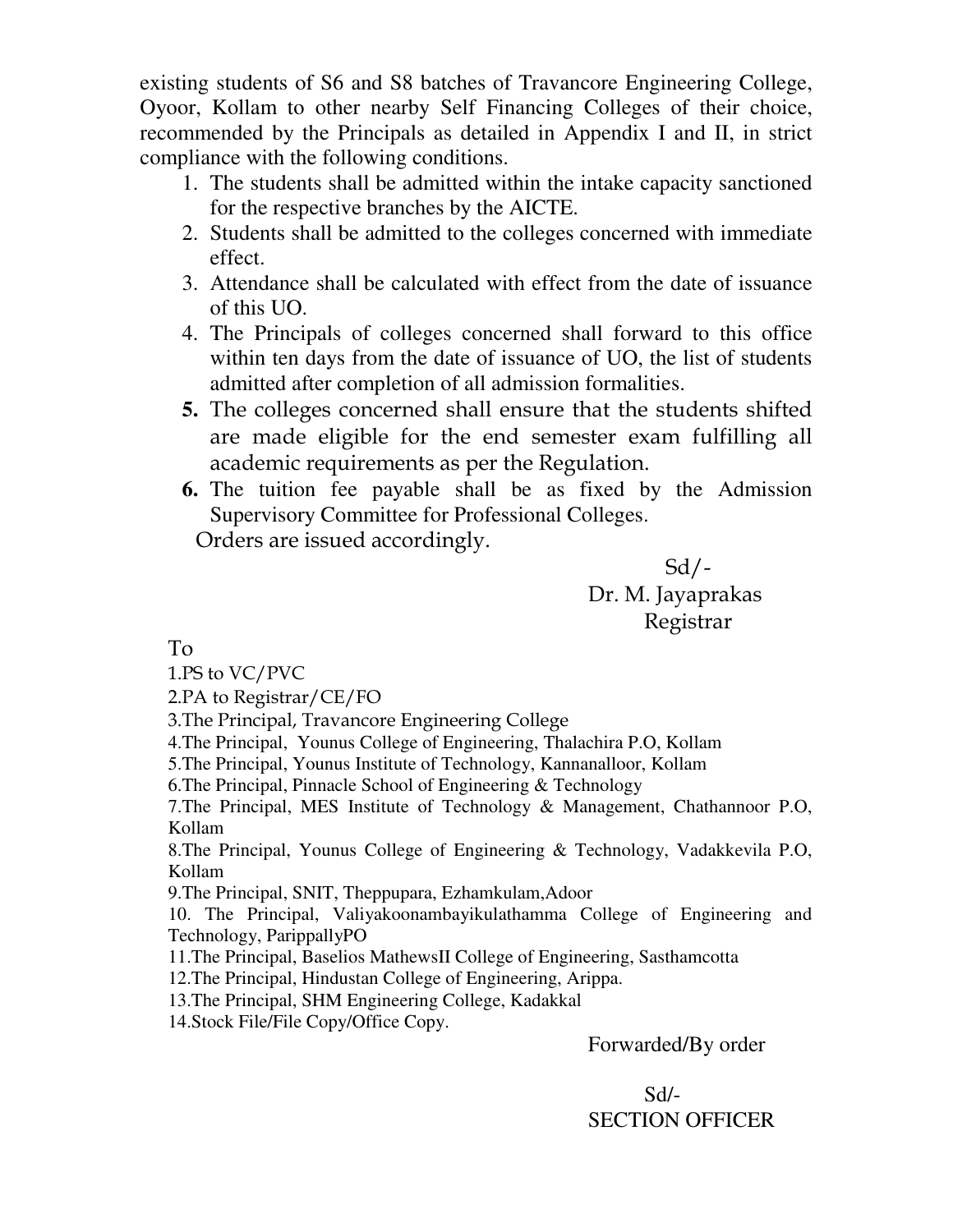existing students of S6 and S8 batches of Travancore Engineering College, Oyoor, Kollam to other nearby Self Financing Colleges of their choice, recommended by the Principals as detailed in Appendix I and II, in strict compliance with the following conditions.

1. The students shall be admitted within the intake capacity sanctioned for the respective branches by the AICTE.
2. Students shall be admitted to the colleges concerned with immediate effect.
3. Attendance shall be calculated with effect from the date of issuance of this UO.
4. The Principals of colleges concerned shall forward to this office within ten days from the date of issuance of UO, the list of students admitted after completion of all admission formalities.
5. The colleges concerned shall ensure that the students shifted are made eligible for the end semester exam fulfilling all academic requirements as per the Regulation.
6. The tuition fee payable shall be as fixed by the Admission Supervisory Committee for Professional Colleges.

Orders are issued accordingly.

Sd/-
Dr. M. Jayaprakas
Registrar

To

1.PS to VC/PVC
2.PA to Registrar/CE/FO
3.The Principal, Travancore Engineering College
4.The Principal, Younus College of Engineering, Thalachira P.O, Kollam
5.The Principal, Younus Institute of Technology, Kannanalloor, Kollam
6.The Principal, Pinnacle School of Engineering & Technology
7.The Principal, MES Institute of Technology & Management, Chathannoor P.O, Kollam
8.The Principal, Younus College of Engineering & Technology, Vadakkevila P.O, Kollam
9.The Principal, SNIT, Theppupara, Ezhamkulam,Adoor
10. The Principal, Valiyakoonambayikulathamma College of Engineering and Technology, ParippallyPO
11.The Principal, Baselios MathewsII College of Engineering, Sasthamcotta
12.The Principal, Hindustan College of Engineering, Arippa.
13.The Principal, SHM Engineering College, Kadakkal
14.Stock File/File Copy/Office Copy.

Forwarded/By order

Sd/-
SECTION OFFICER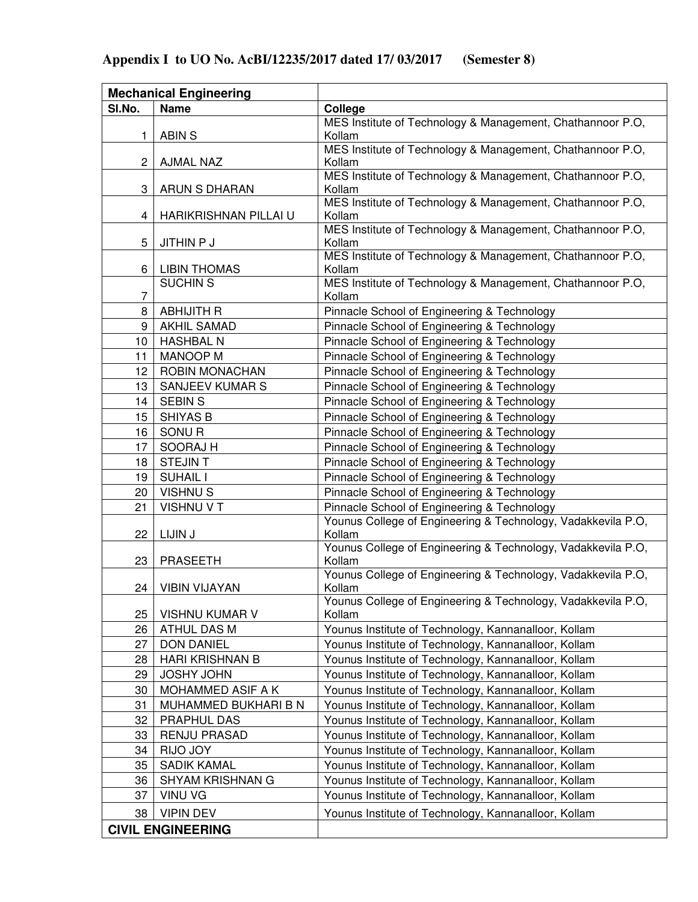**Appendix I to UO No. AcBI/12235/2017 dated 17/ 03/2017 (Semester 8)**

| **Mechanical Engineering** | | |
|---|---|---|
| **Sl.No.** | **Name** | **College** |
| 1 | ABIN S | MES Institute of Technology & Management, Chathannoor P.O, Kollam |
| 2 | AJMAL NAZ | MES Institute of Technology & Management, Chathannoor P.O, Kollam |
| 3 | ARUN S DHARAN | MES Institute of Technology & Management, Chathannoor P.O, Kollam |
| 4 | HARIKRISHNAN PILLAI U | MES Institute of Technology & Management, Chathannoor P.O, Kollam |
| 5 | JITHIN P J | MES Institute of Technology & Management, Chathannoor P.O, Kollam |
| 6 | LIBIN THOMAS | MES Institute of Technology & Management, Chathannoor P.O, Kollam |
| 7 | SUCHIN S | MES Institute of Technology & Management, Chathannoor P.O, Kollam |
| 8 | ABHIJITH R | Pinnacle School of Engineering & Technology |
| 9 | AKHIL SAMAD | Pinnacle School of Engineering & Technology |
| 10 | HASHBAL N | Pinnacle School of Engineering & Technology |
| 11 | MANOOP M | Pinnacle School of Engineering & Technology |
| 12 | ROBIN MONACHAN | Pinnacle School of Engineering & Technology |
| 13 | SANJEEV KUMAR S | Pinnacle School of Engineering & Technology |
| 14 | SEBIN S | Pinnacle School of Engineering & Technology |
| 15 | SHIYAS B | Pinnacle School of Engineering & Technology |
| 16 | SONU R | Pinnacle School of Engineering & Technology |
| 17 | SOORAJ H | Pinnacle School of Engineering & Technology |
| 18 | STEJIN T | Pinnacle School of Engineering & Technology |
| 19 | SUHAIL I | Pinnacle School of Engineering & Technology |
| 20 | VISHNU S | Pinnacle School of Engineering & Technology |
| 21 | VISHNU V T | Pinnacle School of Engineering & Technology |
| 22 | LIJIN J | Younus College of Engineering & Technology, Vadakkevila P.O, Kollam |
| 23 | PRASEETH | Younus College of Engineering & Technology, Vadakkevila P.O, Kollam |
| 24 | VIBIN VIJAYAN | Younus College of Engineering & Technology, Vadakkevila P.O, Kollam |
| 25 | VISHNU KUMAR V | Younus College of Engineering & Technology, Vadakkevila P.O, Kollam |
| 26 | ATHUL DAS M | Younus Institute of Technology, Kannanalloor, Kollam |
| 27 | DON DANIEL | Younus Institute of Technology, Kannanalloor, Kollam |
| 28 | HARI KRISHNAN B | Younus Institute of Technology, Kannanalloor, Kollam |
| 29 | JOSHY JOHN | Younus Institute of Technology, Kannanalloor, Kollam |
| 30 | MOHAMMED ASIF A K | Younus Institute of Technology, Kannanalloor, Kollam |
| 31 | MUHAMMED BUKHARI B N | Younus Institute of Technology, Kannanalloor, Kollam |
| 32 | PRAPHUL DAS | Younus Institute of Technology, Kannanalloor, Kollam |
| 33 | RENJU PRASAD | Younus Institute of Technology, Kannanalloor, Kollam |
| 34 | RIJO JOY | Younus Institute of Technology, Kannanalloor, Kollam |
| 35 | SADIK KAMAL | Younus Institute of Technology, Kannanalloor, Kollam |
| 36 | SHYAM KRISHNAN G | Younus Institute of Technology, Kannanalloor, Kollam |
| 37 | VINU VG | Younus Institute of Technology, Kannanalloor, Kollam |
| 38 | VIPIN DEV | Younus Institute of Technology, Kannanalloor, Kollam |
| **CIVIL ENGINEERING** | | |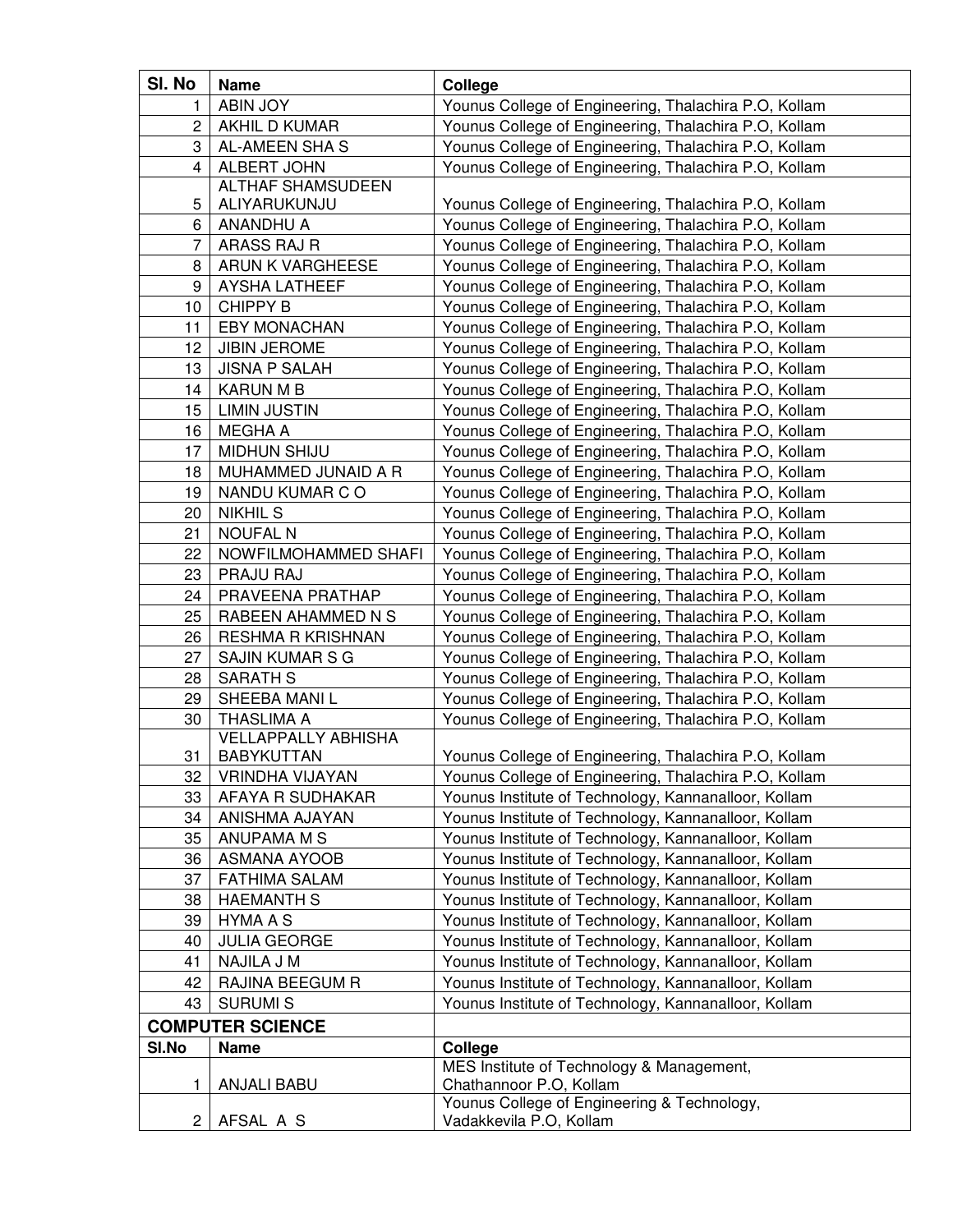| Sl. No | Name | College |
|---|---|---|
| 1 | ABIN JOY | Younus College of Engineering, Thalachira P.O, Kollam |
| 2 | AKHIL D KUMAR | Younus College of Engineering, Thalachira P.O, Kollam |
| 3 | AL-AMEEN SHA S | Younus College of Engineering, Thalachira P.O, Kollam |
| 4 | ALBERT JOHN | Younus College of Engineering, Thalachira P.O, Kollam |
| 5 | ALTHAF SHAMSUDEEN ALIYARUKUNJU | Younus College of Engineering, Thalachira P.O, Kollam |
| 6 | ANANDHU A | Younus College of Engineering, Thalachira P.O, Kollam |
| 7 | ARASS RAJ R | Younus College of Engineering, Thalachira P.O, Kollam |
| 8 | ARUN K VARGHEESE | Younus College of Engineering, Thalachira P.O, Kollam |
| 9 | AYSHA LATHEEF | Younus College of Engineering, Thalachira P.O, Kollam |
| 10 | CHIPPY B | Younus College of Engineering, Thalachira P.O, Kollam |
| 11 | EBY MONACHAN | Younus College of Engineering, Thalachira P.O, Kollam |
| 12 | JIBIN JEROME | Younus College of Engineering, Thalachira P.O, Kollam |
| 13 | JISNA P SALAH | Younus College of Engineering, Thalachira P.O, Kollam |
| 14 | KARUN M B | Younus College of Engineering, Thalachira P.O, Kollam |
| 15 | LIMIN JUSTIN | Younus College of Engineering, Thalachira P.O, Kollam |
| 16 | MEGHA A | Younus College of Engineering, Thalachira P.O, Kollam |
| 17 | MIDHUN SHIJU | Younus College of Engineering, Thalachira P.O, Kollam |
| 18 | MUHAMMED JUNAID A R | Younus College of Engineering, Thalachira P.O, Kollam |
| 19 | NANDU KUMAR C O | Younus College of Engineering, Thalachira P.O, Kollam |
| 20 | NIKHIL S | Younus College of Engineering, Thalachira P.O, Kollam |
| 21 | NOUFAL N | Younus College of Engineering, Thalachira P.O, Kollam |
| 22 | NOWFILMOHAMMED SHAFI | Younus College of Engineering, Thalachira P.O, Kollam |
| 23 | PRAJU RAJ | Younus College of Engineering, Thalachira P.O, Kollam |
| 24 | PRAVEENA PRATHAP | Younus College of Engineering, Thalachira P.O, Kollam |
| 25 | RABEEN AHAMMED N S | Younus College of Engineering, Thalachira P.O, Kollam |
| 26 | RESHMA R KRISHNAN | Younus College of Engineering, Thalachira P.O, Kollam |
| 27 | SAJIN KUMAR S G | Younus College of Engineering, Thalachira P.O, Kollam |
| 28 | SARATH S | Younus College of Engineering, Thalachira P.O, Kollam |
| 29 | SHEEBA MANI L | Younus College of Engineering, Thalachira P.O, Kollam |
| 30 | THASLIMA A | Younus College of Engineering, Thalachira P.O, Kollam |
| 31 | VELLAPPALLY ABHISHA BABYKUTTAN | Younus College of Engineering, Thalachira P.O, Kollam |
| 32 | VRINDHA VIJAYAN | Younus College of Engineering, Thalachira P.O, Kollam |
| 33 | AFAYA R SUDHAKAR | Younus Institute of Technology, Kannanalloor, Kollam |
| 34 | ANISHMA AJAYAN | Younus Institute of Technology, Kannanalloor, Kollam |
| 35 | ANUPAMA M S | Younus Institute of Technology, Kannanalloor, Kollam |
| 36 | ASMANA AYOOB | Younus Institute of Technology, Kannanalloor, Kollam |
| 37 | FATHIMA SALAM | Younus Institute of Technology, Kannanalloor, Kollam |
| 38 | HAEMANTH S | Younus Institute of Technology, Kannanalloor, Kollam |
| 39 | HYMA A S | Younus Institute of Technology, Kannanalloor, Kollam |
| 40 | JULIA GEORGE | Younus Institute of Technology, Kannanalloor, Kollam |
| 41 | NAJILA J M | Younus Institute of Technology, Kannanalloor, Kollam |
| 42 | RAJINA BEEGUM R | Younus Institute of Technology, Kannanalloor, Kollam |
| 43 | SURUMI S | Younus Institute of Technology, Kannanalloor, Kollam |

**COMPUTER SCIENCE**

| Sl.No | Name | College |
|---|---|---|
| 1 | ANJALI BABU | MES Institute of Technology & Management, Chathannoor P.O, Kollam |
| 2 | AFSAL A S | Younus College of Engineering & Technology, Vadakkevila P.O, Kollam |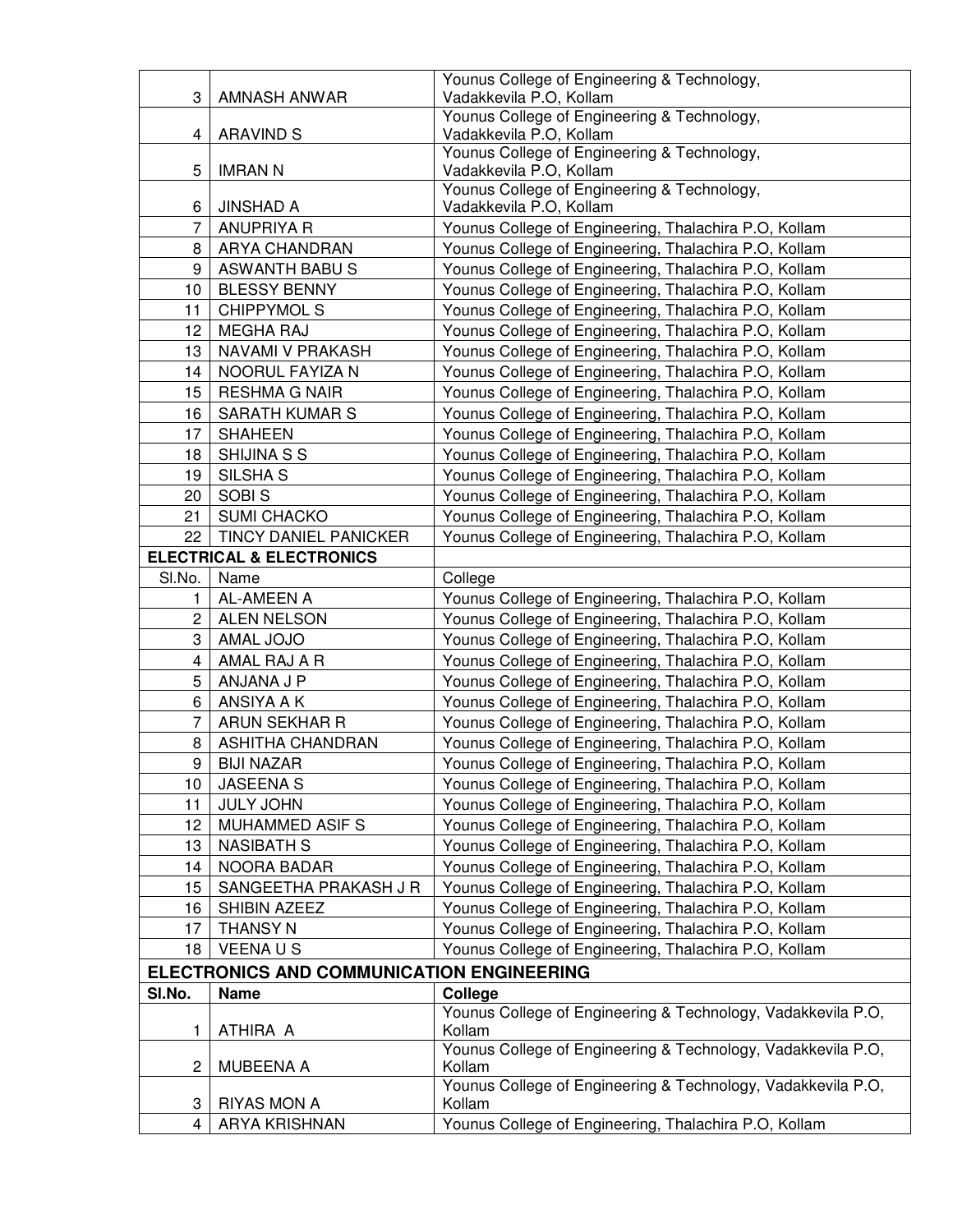| | | |
|---|---|---|
| 3 | AMNASH ANWAR | Younus College of Engineering & Technology, Vadakkevila P.O, Kollam |
| 4 | ARAVIND S | Younus College of Engineering & Technology, Vadakkevila P.O, Kollam |
| 5 | IMRAN N | Younus College of Engineering & Technology, Vadakkevila P.O, Kollam |
| 6 | JINSHAD A | Younus College of Engineering & Technology, Vadakkevila P.O, Kollam |
| 7 | ANUPRIYA R | Younus College of Engineering, Thalachira P.O, Kollam |
| 8 | ARYA CHANDRAN | Younus College of Engineering, Thalachira P.O, Kollam |
| 9 | ASWANTH BABU S | Younus College of Engineering, Thalachira P.O, Kollam |
| 10 | BLESSY BENNY | Younus College of Engineering, Thalachira P.O, Kollam |
| 11 | CHIPPYMOL S | Younus College of Engineering, Thalachira P.O, Kollam |
| 12 | MEGHA RAJ | Younus College of Engineering, Thalachira P.O, Kollam |
| 13 | NAVAMI V PRAKASH | Younus College of Engineering, Thalachira P.O, Kollam |
| 14 | NOORUL FAYIZA N | Younus College of Engineering, Thalachira P.O, Kollam |
| 15 | RESHMA G NAIR | Younus College of Engineering, Thalachira P.O, Kollam |
| 16 | SARATH KUMAR S | Younus College of Engineering, Thalachira P.O, Kollam |
| 17 | SHAHEEN | Younus College of Engineering, Thalachira P.O, Kollam |
| 18 | SHIJINA S S | Younus College of Engineering, Thalachira P.O, Kollam |
| 19 | SILSHA S | Younus College of Engineering, Thalachira P.O, Kollam |
| 20 | SOBI S | Younus College of Engineering, Thalachira P.O, Kollam |
| 21 | SUMI CHACKO | Younus College of Engineering, Thalachira P.O, Kollam |
| 22 | TINCY DANIEL PANICKER | Younus College of Engineering, Thalachira P.O, Kollam |

**ELECTRICAL & ELECTRONICS**

| Sl.No. | Name | College |
|---|---|---|
| 1 | AL-AMEEN A | Younus College of Engineering, Thalachira P.O, Kollam |
| 2 | ALEN NELSON | Younus College of Engineering, Thalachira P.O, Kollam |
| 3 | AMAL JOJO | Younus College of Engineering, Thalachira P.O, Kollam |
| 4 | AMAL RAJ A R | Younus College of Engineering, Thalachira P.O, Kollam |
| 5 | ANJANA J P | Younus College of Engineering, Thalachira P.O, Kollam |
| 6 | ANSIYA A K | Younus College of Engineering, Thalachira P.O, Kollam |
| 7 | ARUN SEKHAR R | Younus College of Engineering, Thalachira P.O, Kollam |
| 8 | ASHITHA CHANDRAN | Younus College of Engineering, Thalachira P.O, Kollam |
| 9 | BIJI NAZAR | Younus College of Engineering, Thalachira P.O, Kollam |
| 10 | JASEENA S | Younus College of Engineering, Thalachira P.O, Kollam |
| 11 | JULY JOHN | Younus College of Engineering, Thalachira P.O, Kollam |
| 12 | MUHAMMED ASIF S | Younus College of Engineering, Thalachira P.O, Kollam |
| 13 | NASIBATH S | Younus College of Engineering, Thalachira P.O, Kollam |
| 14 | NOORA BADAR | Younus College of Engineering, Thalachira P.O, Kollam |
| 15 | SANGEETHA PRAKASH J R | Younus College of Engineering, Thalachira P.O, Kollam |
| 16 | SHIBIN AZEEZ | Younus College of Engineering, Thalachira P.O, Kollam |
| 17 | THANSY N | Younus College of Engineering, Thalachira P.O, Kollam |
| 18 | VEENA U S | Younus College of Engineering, Thalachira P.O, Kollam |

**ELECTRONICS AND COMMUNICATION ENGINEERING**

| Sl.No. | Name | College |
|---|---|---|
| 1 | ATHIRA A | Younus College of Engineering & Technology, Vadakkevila P.O, Kollam |
| 2 | MUBEENA A | Younus College of Engineering & Technology, Vadakkevila P.O, Kollam |
| 3 | RIYAS MON A | Younus College of Engineering & Technology, Vadakkevila P.O, Kollam |
| 4 | ARYA KRISHNAN | Younus College of Engineering, Thalachira P.O, Kollam |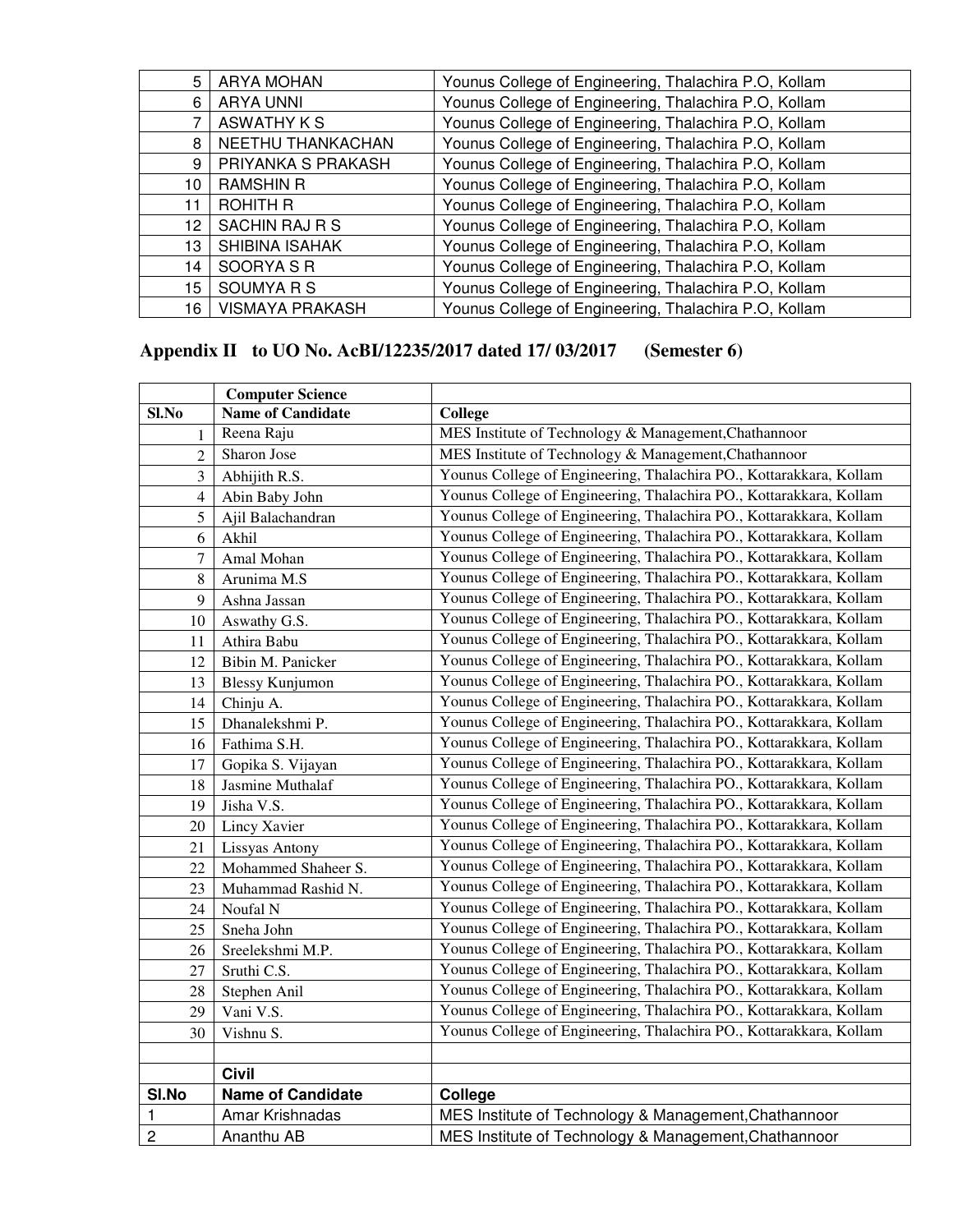| | | |
|---|---|---|
| 5 | ARYA MOHAN | Younus College of Engineering, Thalachira P.O, Kollam |
| 6 | ARYA UNNI | Younus College of Engineering, Thalachira P.O, Kollam |
| 7 | ASWATHY K S | Younus College of Engineering, Thalachira P.O, Kollam |
| 8 | NEETHU THANKACHAN | Younus College of Engineering, Thalachira P.O, Kollam |
| 9 | PRIYANKA S PRAKASH | Younus College of Engineering, Thalachira P.O, Kollam |
| 10 | RAMSHIN R | Younus College of Engineering, Thalachira P.O, Kollam |
| 11 | ROHITH R | Younus College of Engineering, Thalachira P.O, Kollam |
| 12 | SACHIN RAJ R S | Younus College of Engineering, Thalachira P.O, Kollam |
| 13 | SHIBINA ISAHAK | Younus College of Engineering, Thalachira P.O, Kollam |
| 14 | SOORYA S R | Younus College of Engineering, Thalachira P.O, Kollam |
| 15 | SOUMYA R S | Younus College of Engineering, Thalachira P.O, Kollam |
| 16 | VISMAYA PRAKASH | Younus College of Engineering, Thalachira P.O, Kollam |

## Appendix II to UO No. AcBI/12235/2017 dated 17/ 03/2017 (Semester 6)

| | **Computer Science** | |
|---|---|---|
| **Sl.No** | **Name of Candidate** | **College** |
| 1 | Reena Raju | MES Institute of Technology & Management,Chathannoor |
| 2 | Sharon Jose | MES Institute of Technology & Management,Chathannoor |
| 3 | Abhijith R.S. | Younus College of Engineering, Thalachira PO., Kottarakkara, Kollam |
| 4 | Abin Baby John | Younus College of Engineering, Thalachira PO., Kottarakkara, Kollam |
| 5 | Ajil Balachandran | Younus College of Engineering, Thalachira PO., Kottarakkara, Kollam |
| 6 | Akhil | Younus College of Engineering, Thalachira PO., Kottarakkara, Kollam |
| 7 | Amal Mohan | Younus College of Engineering, Thalachira PO., Kottarakkara, Kollam |
| 8 | Arunima M.S | Younus College of Engineering, Thalachira PO., Kottarakkara, Kollam |
| 9 | Ashna Jassan | Younus College of Engineering, Thalachira PO., Kottarakkara, Kollam |
| 10 | Aswathy G.S. | Younus College of Engineering, Thalachira PO., Kottarakkara, Kollam |
| 11 | Athira Babu | Younus College of Engineering, Thalachira PO., Kottarakkara, Kollam |
| 12 | Bibin M. Panicker | Younus College of Engineering, Thalachira PO., Kottarakkara, Kollam |
| 13 | Blessy Kunjumon | Younus College of Engineering, Thalachira PO., Kottarakkara, Kollam |
| 14 | Chinju A. | Younus College of Engineering, Thalachira PO., Kottarakkara, Kollam |
| 15 | Dhanalekshmi P. | Younus College of Engineering, Thalachira PO., Kottarakkara, Kollam |
| 16 | Fathima S.H. | Younus College of Engineering, Thalachira PO., Kottarakkara, Kollam |
| 17 | Gopika S. Vijayan | Younus College of Engineering, Thalachira PO., Kottarakkara, Kollam |
| 18 | Jasmine Muthalaf | Younus College of Engineering, Thalachira PO., Kottarakkara, Kollam |
| 19 | Jisha V.S. | Younus College of Engineering, Thalachira PO., Kottarakkara, Kollam |
| 20 | Lincy Xavier | Younus College of Engineering, Thalachira PO., Kottarakkara, Kollam |
| 21 | Lissyas Antony | Younus College of Engineering, Thalachira PO., Kottarakkara, Kollam |
| 22 | Mohammed Shaheer S. | Younus College of Engineering, Thalachira PO., Kottarakkara, Kollam |
| 23 | Muhammad Rashid N. | Younus College of Engineering, Thalachira PO., Kottarakkara, Kollam |
| 24 | Noufal N | Younus College of Engineering, Thalachira PO., Kottarakkara, Kollam |
| 25 | Sneha John | Younus College of Engineering, Thalachira PO., Kottarakkara, Kollam |
| 26 | Sreelekshmi M.P. | Younus College of Engineering, Thalachira PO., Kottarakkara, Kollam |
| 27 | Sruthi C.S. | Younus College of Engineering, Thalachira PO., Kottarakkara, Kollam |
| 28 | Stephen Anil | Younus College of Engineering, Thalachira PO., Kottarakkara, Kollam |
| 29 | Vani V.S. | Younus College of Engineering, Thalachira PO., Kottarakkara, Kollam |
| 30 | Vishnu S. | Younus College of Engineering, Thalachira PO., Kottarakkara, Kollam |
| | | |
| | **Civil** | |
| **Sl.No** | **Name of Candidate** | **College** |
| 1 | Amar Krishnadas | MES Institute of Technology & Management,Chathannoor |
| 2 | Ananthu AB | MES Institute of Technology & Management,Chathannoor |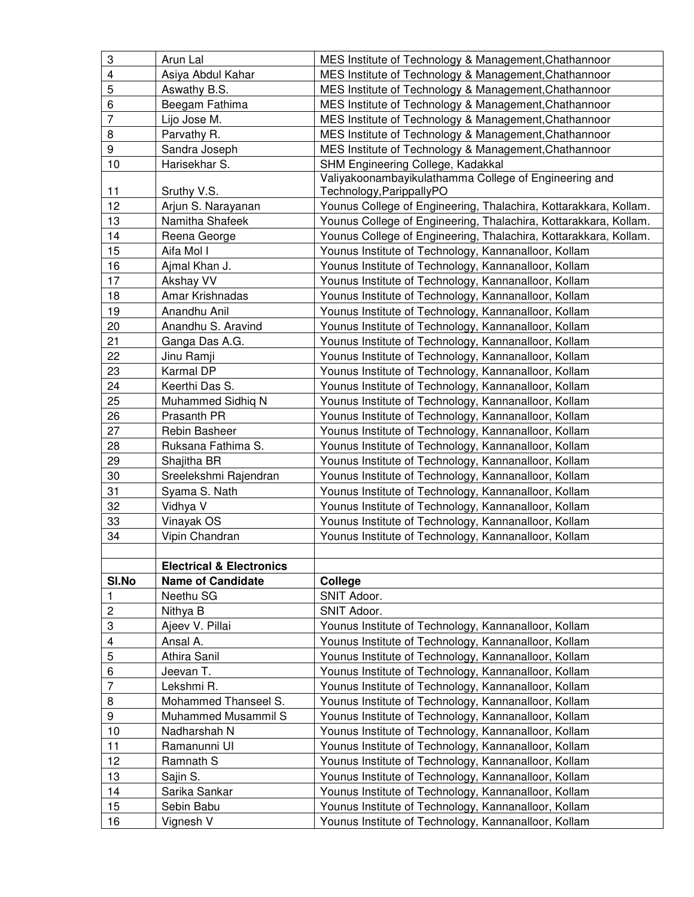| | | |
|---|---|---|
| 3 | Arun Lal | MES Institute of Technology & Management,Chathannoor |
| 4 | Asiya Abdul Kahar | MES Institute of Technology & Management,Chathannoor |
| 5 | Aswathy B.S. | MES Institute of Technology & Management,Chathannoor |
| 6 | Beegam Fathima | MES Institute of Technology & Management,Chathannoor |
| 7 | Lijo Jose M. | MES Institute of Technology & Management,Chathannoor |
| 8 | Parvathy R. | MES Institute of Technology & Management,Chathannoor |
| 9 | Sandra Joseph | MES Institute of Technology & Management,Chathannoor |
| 10 | Harisekhar S. | SHM Engineering College, Kadakkal |
| 11 | Sruthy V.S. | Valiyakoonambayikulathamma College of Engineering and Technology,ParippallyPO |
| 12 | Arjun S. Narayanan | Younus College of Engineering, Thalachira, Kottarakkara, Kollam. |
| 13 | Namitha Shafeek | Younus College of Engineering, Thalachira, Kottarakkara, Kollam. |
| 14 | Reena George | Younus College of Engineering, Thalachira, Kottarakkara, Kollam. |
| 15 | Aifa Mol I | Younus Institute of Technology, Kannanalloor, Kollam |
| 16 | Ajmal Khan J. | Younus Institute of Technology, Kannanalloor, Kollam |
| 17 | Akshay VV | Younus Institute of Technology, Kannanalloor, Kollam |
| 18 | Amar Krishnadas | Younus Institute of Technology, Kannanalloor, Kollam |
| 19 | Anandhu Anil | Younus Institute of Technology, Kannanalloor, Kollam |
| 20 | Anandhu S. Aravind | Younus Institute of Technology, Kannanalloor, Kollam |
| 21 | Ganga Das A.G. | Younus Institute of Technology, Kannanalloor, Kollam |
| 22 | Jinu Ramji | Younus Institute of Technology, Kannanalloor, Kollam |
| 23 | Karmal DP | Younus Institute of Technology, Kannanalloor, Kollam |
| 24 | Keerthi Das S. | Younus Institute of Technology, Kannanalloor, Kollam |
| 25 | Muhammed Sidhiq N | Younus Institute of Technology, Kannanalloor, Kollam |
| 26 | Prasanth PR | Younus Institute of Technology, Kannanalloor, Kollam |
| 27 | Rebin Basheer | Younus Institute of Technology, Kannanalloor, Kollam |
| 28 | Ruksana Fathima S. | Younus Institute of Technology, Kannanalloor, Kollam |
| 29 | Shajitha BR | Younus Institute of Technology, Kannanalloor, Kollam |
| 30 | Sreelekshmi Rajendran | Younus Institute of Technology, Kannanalloor, Kollam |
| 31 | Syama S. Nath | Younus Institute of Technology, Kannanalloor, Kollam |
| 32 | Vidhya V | Younus Institute of Technology, Kannanalloor, Kollam |
| 33 | Vinayak OS | Younus Institute of Technology, Kannanalloor, Kollam |
| 34 | Vipin Chandran | Younus Institute of Technology, Kannanalloor, Kollam |
| | | |
| | **Electrical & Electronics** | |
| **Sl.No** | **Name of Candidate** | **College** |
| 1 | Neethu SG | SNIT Adoor. |
| 2 | Nithya B | SNIT Adoor. |
| 3 | Ajeev V. Pillai | Younus Institute of Technology, Kannanalloor, Kollam |
| 4 | Ansal A. | Younus Institute of Technology, Kannanalloor, Kollam |
| 5 | Athira Sanil | Younus Institute of Technology, Kannanalloor, Kollam |
| 6 | Jeevan T. | Younus Institute of Technology, Kannanalloor, Kollam |
| 7 | Lekshmi R. | Younus Institute of Technology, Kannanalloor, Kollam |
| 8 | Mohammed Thanseel S. | Younus Institute of Technology, Kannanalloor, Kollam |
| 9 | Muhammed Musammil S | Younus Institute of Technology, Kannanalloor, Kollam |
| 10 | Nadharshah N | Younus Institute of Technology, Kannanalloor, Kollam |
| 11 | Ramanunni UI | Younus Institute of Technology, Kannanalloor, Kollam |
| 12 | Ramnath S | Younus Institute of Technology, Kannanalloor, Kollam |
| 13 | Sajin S. | Younus Institute of Technology, Kannanalloor, Kollam |
| 14 | Sarika Sankar | Younus Institute of Technology, Kannanalloor, Kollam |
| 15 | Sebin Babu | Younus Institute of Technology, Kannanalloor, Kollam |
| 16 | Vignesh V | Younus Institute of Technology, Kannanalloor, Kollam |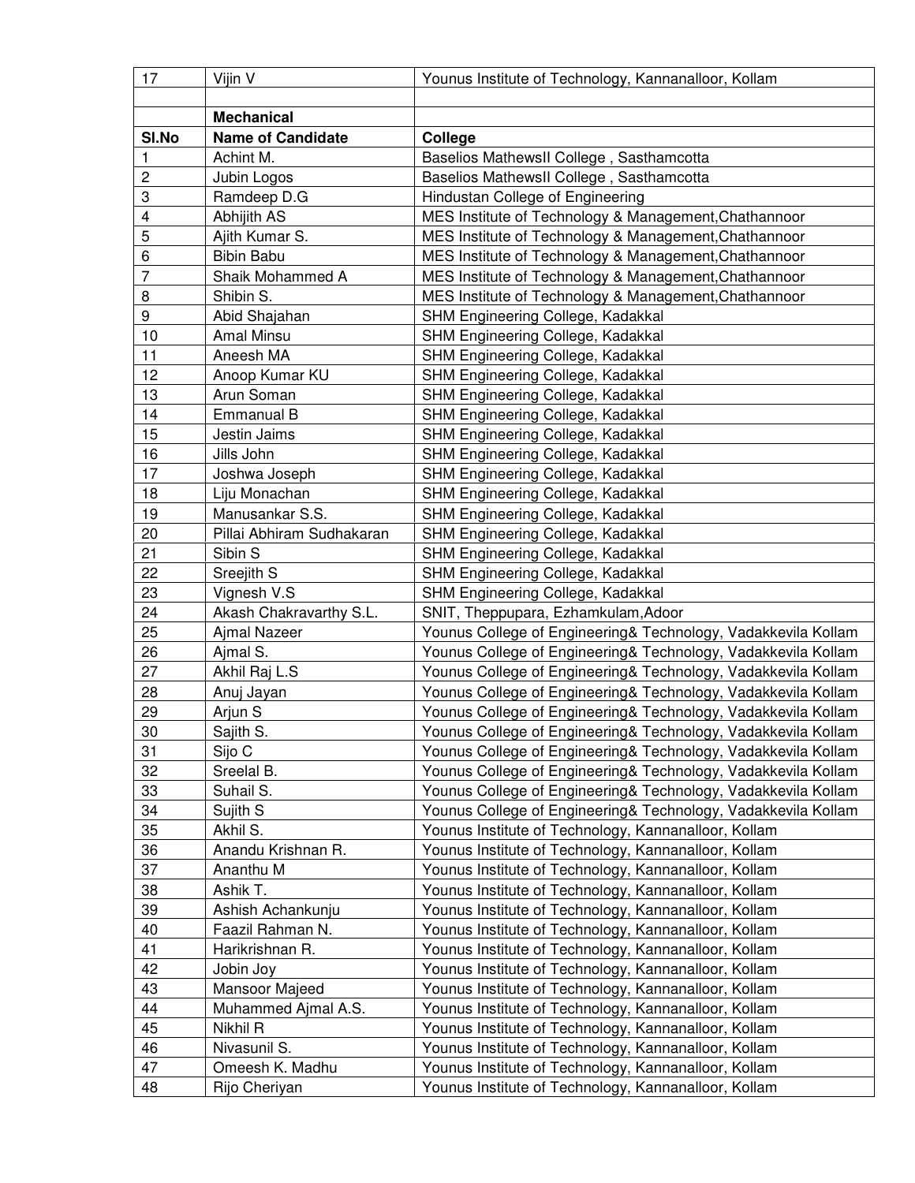| 17 | Vijin V | Younus Institute of Technology, Kannanalloor, Kollam |
|---|---|---|
| | | |
| | **Mechanical** | |
| **Sl.No** | **Name of Candidate** | **College** |
| 1 | Achint M. | Baselios MathewsII College , Sasthamcotta |
| 2 | Jubin Logos | Baselios MathewsII College , Sasthamcotta |
| 3 | Ramdeep D.G | Hindustan College of Engineering |
| 4 | Abhijith AS | MES Institute of Technology & Management,Chathannoor |
| 5 | Ajith Kumar S. | MES Institute of Technology & Management,Chathannoor |
| 6 | Bibin Babu | MES Institute of Technology & Management,Chathannoor |
| 7 | Shaik Mohammed A | MES Institute of Technology & Management,Chathannoor |
| 8 | Shibin S. | MES Institute of Technology & Management,Chathannoor |
| 9 | Abid Shajahan | SHM Engineering College, Kadakkal |
| 10 | Amal Minsu | SHM Engineering College, Kadakkal |
| 11 | Aneesh MA | SHM Engineering College, Kadakkal |
| 12 | Anoop Kumar KU | SHM Engineering College, Kadakkal |
| 13 | Arun Soman | SHM Engineering College, Kadakkal |
| 14 | Emmanual B | SHM Engineering College, Kadakkal |
| 15 | Jestin Jaims | SHM Engineering College, Kadakkal |
| 16 | Jills John | SHM Engineering College, Kadakkal |
| 17 | Joshwa Joseph | SHM Engineering College, Kadakkal |
| 18 | Liju Monachan | SHM Engineering College, Kadakkal |
| 19 | Manusankar S.S. | SHM Engineering College, Kadakkal |
| 20 | Pillai Abhiram Sudhakaran | SHM Engineering College, Kadakkal |
| 21 | Sibin S | SHM Engineering College, Kadakkal |
| 22 | Sreejith S | SHM Engineering College, Kadakkal |
| 23 | Vignesh V.S | SHM Engineering College, Kadakkal |
| 24 | Akash Chakravarthy S.L. | SNIT, Theppupara, Ezhamkulam,Adoor |
| 25 | Ajmal Nazeer | Younus College of Engineering& Technology, Vadakkevila Kollam |
| 26 | Ajmal S. | Younus College of Engineering& Technology, Vadakkevila Kollam |
| 27 | Akhil Raj L.S | Younus College of Engineering& Technology, Vadakkevila Kollam |
| 28 | Anuj Jayan | Younus College of Engineering& Technology, Vadakkevila Kollam |
| 29 | Arjun S | Younus College of Engineering& Technology, Vadakkevila Kollam |
| 30 | Sajith S. | Younus College of Engineering& Technology, Vadakkevila Kollam |
| 31 | Sijo C | Younus College of Engineering& Technology, Vadakkevila Kollam |
| 32 | Sreelal B. | Younus College of Engineering& Technology, Vadakkevila Kollam |
| 33 | Suhail S. | Younus College of Engineering& Technology, Vadakkevila Kollam |
| 34 | Sujith S | Younus College of Engineering& Technology, Vadakkevila Kollam |
| 35 | Akhil S. | Younus Institute of Technology, Kannanalloor, Kollam |
| 36 | Anandu Krishnan R. | Younus Institute of Technology, Kannanalloor, Kollam |
| 37 | Ananthu M | Younus Institute of Technology, Kannanalloor, Kollam |
| 38 | Ashik T. | Younus Institute of Technology, Kannanalloor, Kollam |
| 39 | Ashish Achankunju | Younus Institute of Technology, Kannanalloor, Kollam |
| 40 | Faazil Rahman N. | Younus Institute of Technology, Kannanalloor, Kollam |
| 41 | Harikrishnan R. | Younus Institute of Technology, Kannanalloor, Kollam |
| 42 | Jobin Joy | Younus Institute of Technology, Kannanalloor, Kollam |
| 43 | Mansoor Majeed | Younus Institute of Technology, Kannanalloor, Kollam |
| 44 | Muhammed Ajmal A.S. | Younus Institute of Technology, Kannanalloor, Kollam |
| 45 | Nikhil R | Younus Institute of Technology, Kannanalloor, Kollam |
| 46 | Nivasunil S. | Younus Institute of Technology, Kannanalloor, Kollam |
| 47 | Omeesh K. Madhu | Younus Institute of Technology, Kannanalloor, Kollam |
| 48 | Rijo Cheriyan | Younus Institute of Technology, Kannanalloor, Kollam |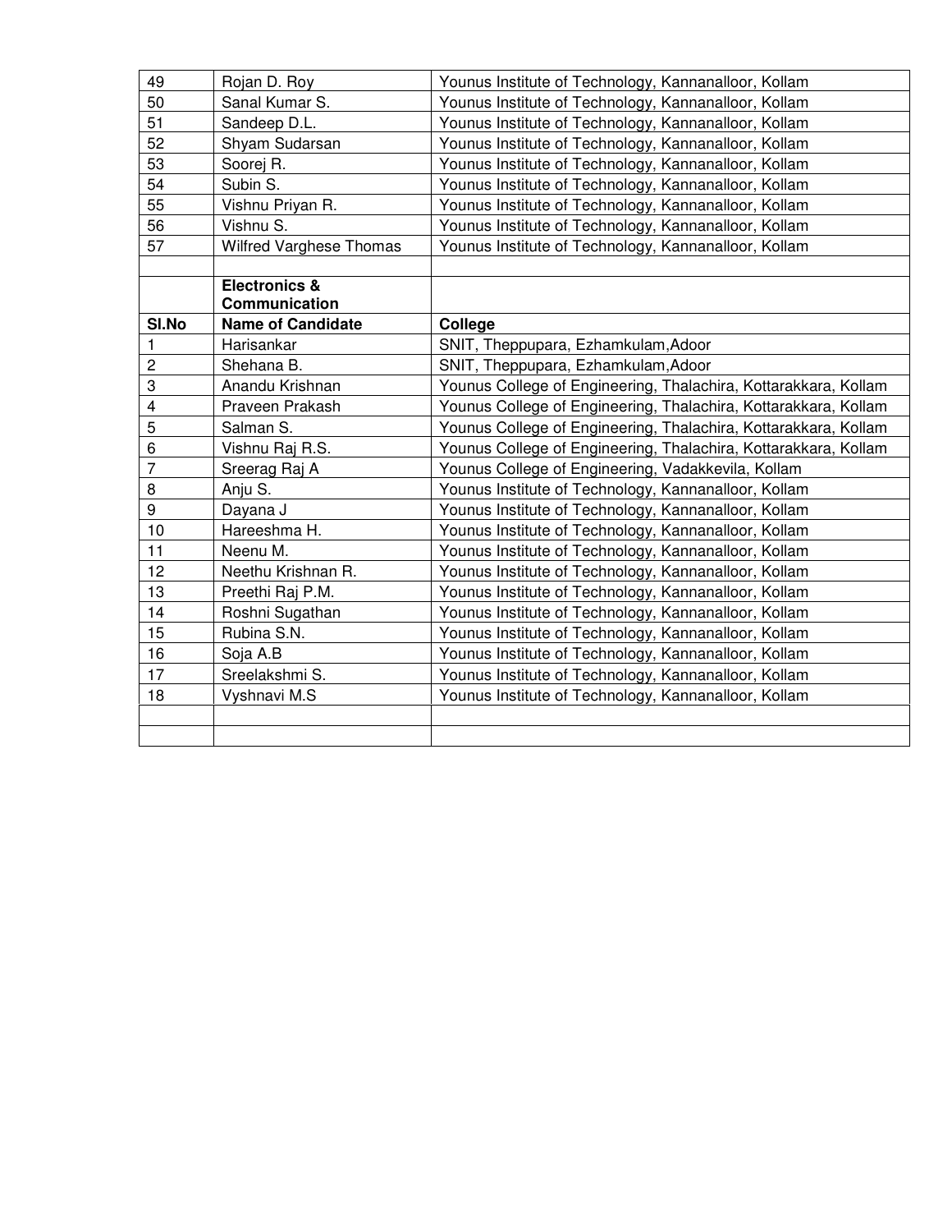| | | |
|---|---|---|
| 49 | Rojan D. Roy | Younus Institute of Technology, Kannanalloor, Kollam |
| 50 | Sanal Kumar S. | Younus Institute of Technology, Kannanalloor, Kollam |
| 51 | Sandeep D.L. | Younus Institute of Technology, Kannanalloor, Kollam |
| 52 | Shyam Sudarsan | Younus Institute of Technology, Kannanalloor, Kollam |
| 53 | Soorej R. | Younus Institute of Technology, Kannanalloor, Kollam |
| 54 | Subin S. | Younus Institute of Technology, Kannanalloor, Kollam |
| 55 | Vishnu Priyan R. | Younus Institute of Technology, Kannanalloor, Kollam |
| 56 | Vishnu S. | Younus Institute of Technology, Kannanalloor, Kollam |
| 57 | Wilfred Varghese Thomas | Younus Institute of Technology, Kannanalloor, Kollam |
| | | |
| | **Electronics & Communication** | |
| **Sl.No** | **Name of Candidate** | **College** |
| 1 | Harisankar | SNIT, Theppupara, Ezhamkulam,Adoor |
| 2 | Shehana B. | SNIT, Theppupara, Ezhamkulam,Adoor |
| 3 | Anandu Krishnan | Younus College of Engineering, Thalachira, Kottarakkara, Kollam |
| 4 | Praveen Prakash | Younus College of Engineering, Thalachira, Kottarakkara, Kollam |
| 5 | Salman S. | Younus College of Engineering, Thalachira, Kottarakkara, Kollam |
| 6 | Vishnu Raj R.S. | Younus College of Engineering, Thalachira, Kottarakkara, Kollam |
| 7 | Sreerag Raj A | Younus College of Engineering, Vadakkevila, Kollam |
| 8 | Anju S. | Younus Institute of Technology, Kannanalloor, Kollam |
| 9 | Dayana J | Younus Institute of Technology, Kannanalloor, Kollam |
| 10 | Hareeshma H. | Younus Institute of Technology, Kannanalloor, Kollam |
| 11 | Neenu M. | Younus Institute of Technology, Kannanalloor, Kollam |
| 12 | Neethu Krishnan R. | Younus Institute of Technology, Kannanalloor, Kollam |
| 13 | Preethi Raj P.M. | Younus Institute of Technology, Kannanalloor, Kollam |
| 14 | Roshni Sugathan | Younus Institute of Technology, Kannanalloor, Kollam |
| 15 | Rubina S.N. | Younus Institute of Technology, Kannanalloor, Kollam |
| 16 | Soja A.B | Younus Institute of Technology, Kannanalloor, Kollam |
| 17 | Sreelakshmi S. | Younus Institute of Technology, Kannanalloor, Kollam |
| 18 | Vyshnavi M.S | Younus Institute of Technology, Kannanalloor, Kollam |
| | | |
| | | |